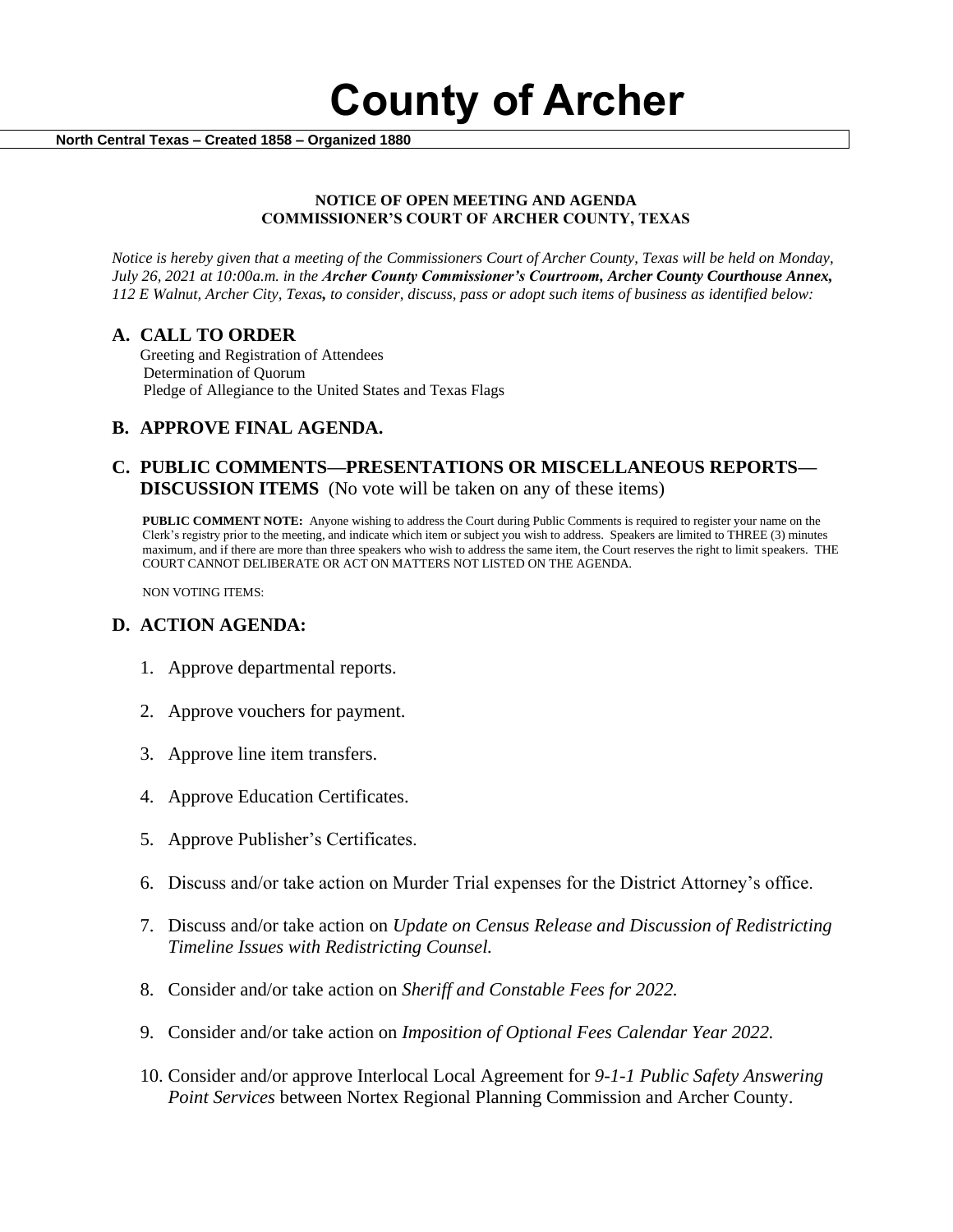# County of Archer

**North Central Texas – Created 1858 – Organized 1880**

**NOTICE OF OPEN MEETING AND AGENDA**
**COMMISSIONER'S COURT OF ARCHER COUNTY, TEXAS**

*Notice is hereby given that a meeting of the Commissioners Court of Archer County, Texas will be held on Monday, July 26, 2021 at 10:00a.m. in the* ***Archer County Commissioner's Courtroom, Archer County Courthouse Annex, 112 E Walnut, Archer City, Texas****, to consider, discuss, pass or adopt such items of business as identified below:*

## A. CALL TO ORDER

Greeting and Registration of Attendees
Determination of Quorum
Pledge of Allegiance to the United States and Texas Flags

## B. APPROVE FINAL AGENDA.

## C. PUBLIC COMMENTS—PRESENTATIONS OR MISCELLANEOUS REPORTS—DISCUSSION ITEMS (No vote will be taken on any of these items)

**PUBLIC COMMENT NOTE:** Anyone wishing to address the Court during Public Comments is required to register your name on the Clerk's registry prior to the meeting, and indicate which item or subject you wish to address. Speakers are limited to THREE (3) minutes maximum, and if there are more than three speakers who wish to address the same item, the Court reserves the right to limit speakers. THE COURT CANNOT DELIBERATE OR ACT ON MATTERS NOT LISTED ON THE AGENDA.

NON VOTING ITEMS:

## D. ACTION AGENDA:

1. Approve departmental reports.
2. Approve vouchers for payment.
3. Approve line item transfers.
4. Approve Education Certificates.
5. Approve Publisher's Certificates.
6. Discuss and/or take action on Murder Trial expenses for the District Attorney's office.
7. Discuss and/or take action on *Update on Census Release and Discussion of Redistricting Timeline Issues with Redistricting Counsel.*
8. Consider and/or take action on *Sheriff and Constable Fees for 2022.*
9. Consider and/or take action on *Imposition of Optional Fees Calendar Year 2022.*
10. Consider and/or approve Interlocal Local Agreement for *9-1-1 Public Safety Answering Point Services* between Nortex Regional Planning Commission and Archer County.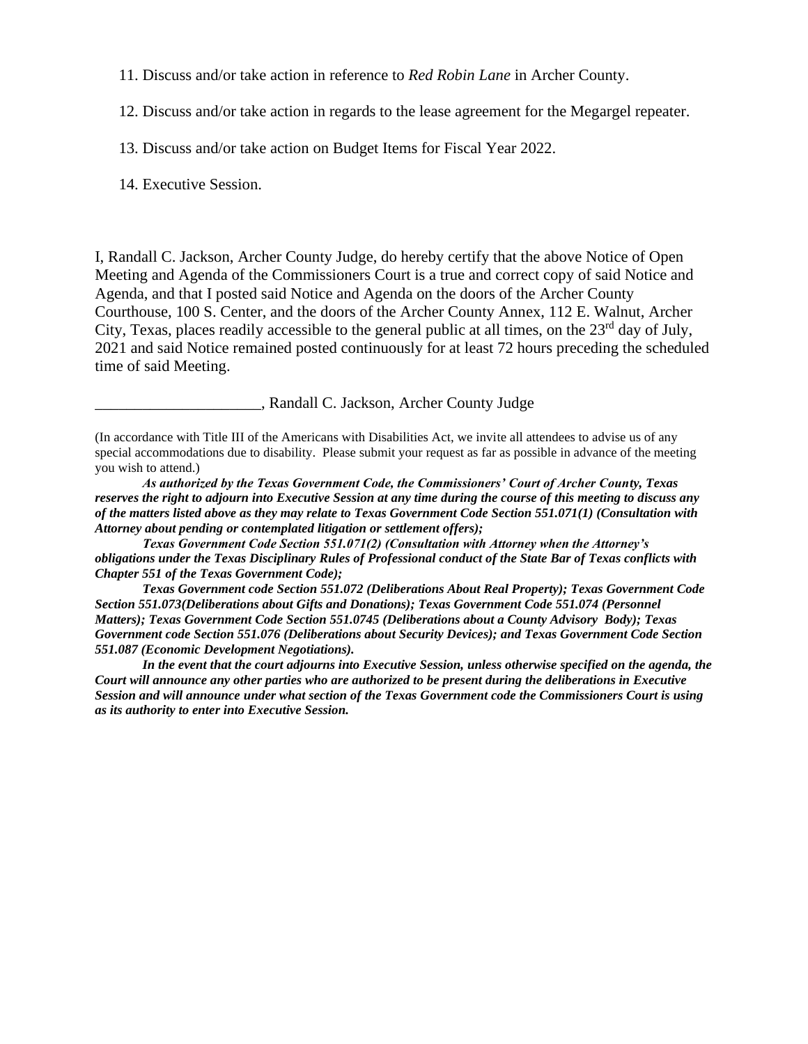11. Discuss and/or take action in reference to *Red Robin Lane* in Archer County.

12. Discuss and/or take action in regards to the lease agreement for the Megargel repeater.

13. Discuss and/or take action on Budget Items for Fiscal Year 2022.

14. Executive Session.

I, Randall C. Jackson, Archer County Judge, do hereby certify that the above Notice of Open Meeting and Agenda of the Commissioners Court is a true and correct copy of said Notice and Agenda, and that I posted said Notice and Agenda on the doors of the Archer County Courthouse, 100 S. Center, and the doors of the Archer County Annex, 112 E. Walnut, Archer City, Texas, places readily accessible to the general public at all times, on the 23rd day of July, 2021 and said Notice remained posted continuously for at least 72 hours preceding the scheduled time of said Meeting.

_____________________, Randall C. Jackson, Archer County Judge

(In accordance with Title III of the Americans with Disabilities Act, we invite all attendees to advise us of any special accommodations due to disability. Please submit your request as far as possible in advance of the meeting you wish to attend.)

***As authorized by the Texas Government Code, the Commissioners' Court of Archer County, Texas reserves the right to adjourn into Executive Session at any time during the course of this meeting to discuss any of the matters listed above as they may relate to Texas Government Code Section 551.071(1) (Consultation with Attorney about pending or contemplated litigation or settlement offers);***

***Texas Government Code Section 551.071(2) (Consultation with Attorney when the Attorney's obligations under the Texas Disciplinary Rules of Professional conduct of the State Bar of Texas conflicts with Chapter 551 of the Texas Government Code);***

***Texas Government code Section 551.072 (Deliberations About Real Property); Texas Government Code Section 551.073(Deliberations about Gifts and Donations); Texas Government Code 551.074 (Personnel Matters); Texas Government Code Section 551.0745 (Deliberations about a County Advisory Body); Texas Government code Section 551.076 (Deliberations about Security Devices); and Texas Government Code Section 551.087 (Economic Development Negotiations).***

***In the event that the court adjourns into Executive Session, unless otherwise specified on the agenda, the Court will announce any other parties who are authorized to be present during the deliberations in Executive Session and will announce under what section of the Texas Government code the Commissioners Court is using as its authority to enter into Executive Session.***